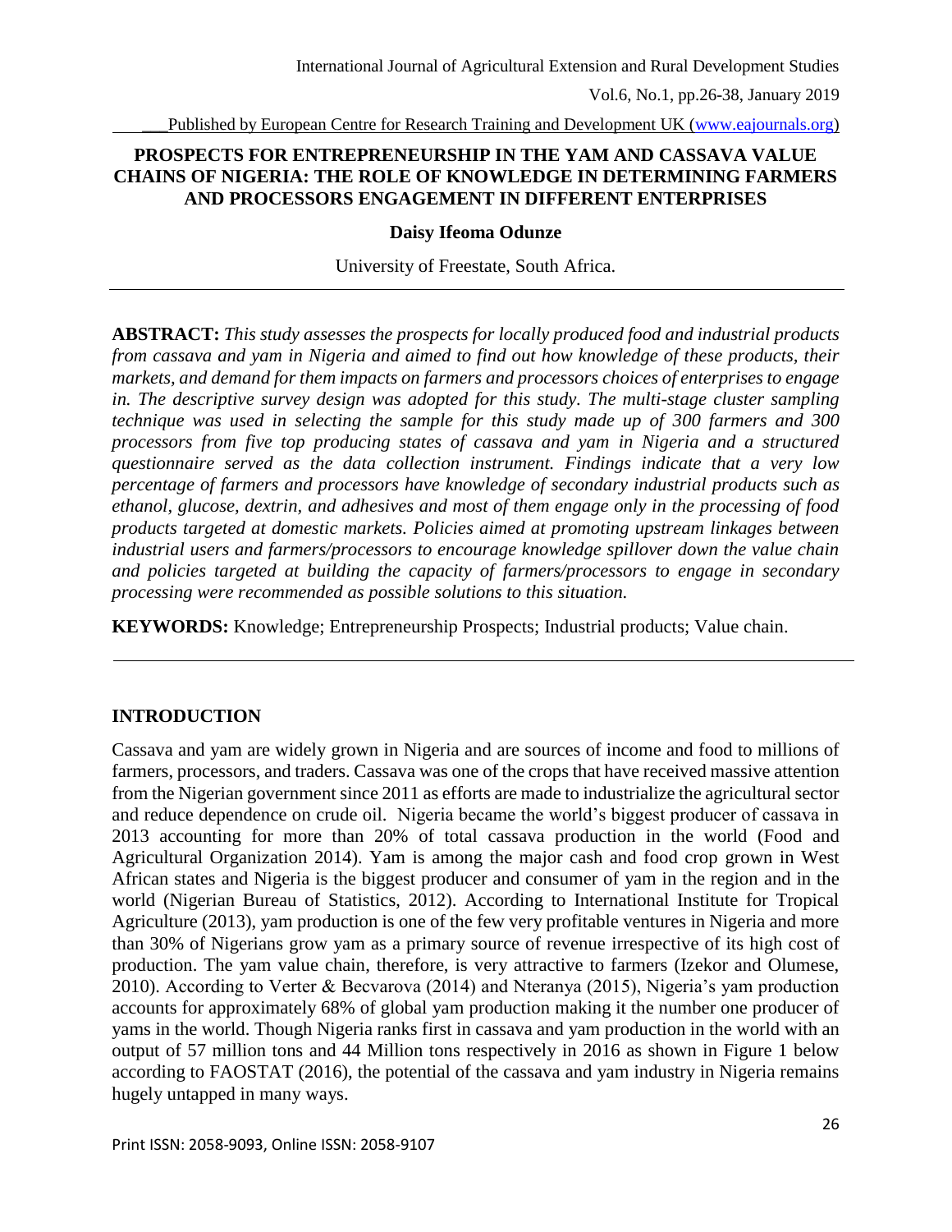# PROSPECTS FOR ENTREPRENEURSHIP IN THE YAM AND CASSAVA VALUE CHAINS OF NIGERIA: THE ROLE OF KNOWLEDGE IN DETERMINING FARMERS AND PROCESSORS ENGAGEMENT IN DIFFERENT ENTERPRISES

**Daisy Ifeoma Odunze**

University of Freestate, South Africa.

**ABSTRACT:** *This study assesses the prospects for locally produced food and industrial products from cassava and yam in Nigeria and aimed to find out how knowledge of these products, their markets, and demand for them impacts on farmers and processors choices of enterprises to engage in. The descriptive survey design was adopted for this study. The multi-stage cluster sampling technique was used in selecting the sample for this study made up of 300 farmers and 300 processors from five top producing states of cassava and yam in Nigeria and a structured questionnaire served as the data collection instrument. Findings indicate that a very low percentage of farmers and processors have knowledge of secondary industrial products such as ethanol, glucose, dextrin, and adhesives and most of them engage only in the processing of food products targeted at domestic markets. Policies aimed at promoting upstream linkages between industrial users and farmers/processors to encourage knowledge spillover down the value chain and policies targeted at building the capacity of farmers/processors to engage in secondary processing were recommended as possible solutions to this situation.*

**KEYWORDS:** Knowledge; Entrepreneurship Prospects; Industrial products; Value chain.

## INTRODUCTION

Cassava and yam are widely grown in Nigeria and are sources of income and food to millions of farmers, processors, and traders. Cassava was one of the crops that have received massive attention from the Nigerian government since 2011 as efforts are made to industrialize the agricultural sector and reduce dependence on crude oil. Nigeria became the world's biggest producer of cassava in 2013 accounting for more than 20% of total cassava production in the world (Food and Agricultural Organization 2014). Yam is among the major cash and food crop grown in West African states and Nigeria is the biggest producer and consumer of yam in the region and in the world (Nigerian Bureau of Statistics, 2012). According to International Institute for Tropical Agriculture (2013), yam production is one of the few very profitable ventures in Nigeria and more than 30% of Nigerians grow yam as a primary source of revenue irrespective of its high cost of production. The yam value chain, therefore, is very attractive to farmers (Izekor and Olumese, 2010). According to Verter & Becvarova (2014) and Nteranya (2015), Nigeria's yam production accounts for approximately 68% of global yam production making it the number one producer of yams in the world. Though Nigeria ranks first in cassava and yam production in the world with an output of 57 million tons and 44 Million tons respectively in 2016 as shown in Figure 1 below according to FAOSTAT (2016), the potential of the cassava and yam industry in Nigeria remains hugely untapped in many ways.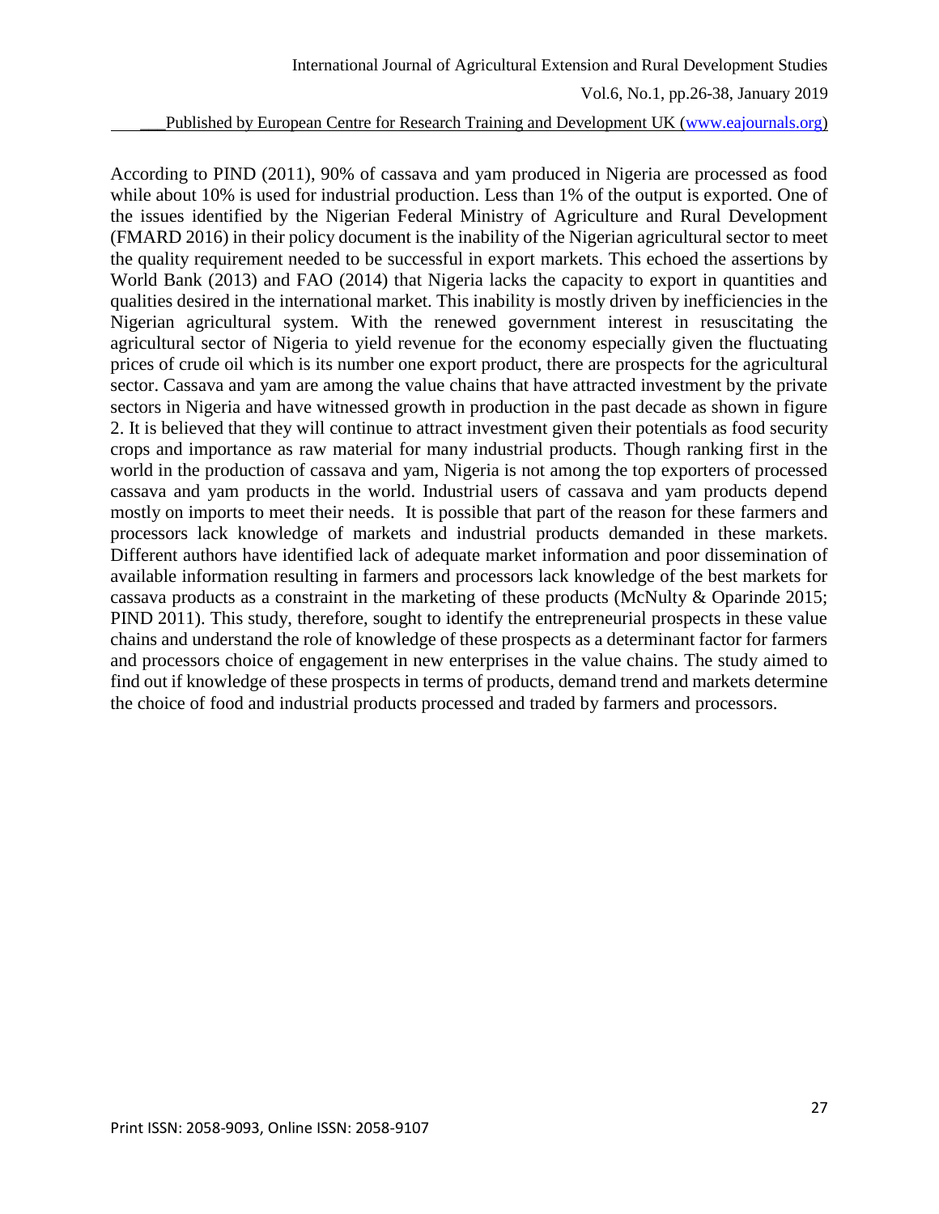According to PIND (2011), 90% of cassava and yam produced in Nigeria are processed as food while about 10% is used for industrial production. Less than 1% of the output is exported. One of the issues identified by the Nigerian Federal Ministry of Agriculture and Rural Development (FMARD 2016) in their policy document is the inability of the Nigerian agricultural sector to meet the quality requirement needed to be successful in export markets. This echoed the assertions by World Bank (2013) and FAO (2014) that Nigeria lacks the capacity to export in quantities and qualities desired in the international market. This inability is mostly driven by inefficiencies in the Nigerian agricultural system. With the renewed government interest in resuscitating the agricultural sector of Nigeria to yield revenue for the economy especially given the fluctuating prices of crude oil which is its number one export product, there are prospects for the agricultural sector. Cassava and yam are among the value chains that have attracted investment by the private sectors in Nigeria and have witnessed growth in production in the past decade as shown in figure 2. It is believed that they will continue to attract investment given their potentials as food security crops and importance as raw material for many industrial products. Though ranking first in the world in the production of cassava and yam, Nigeria is not among the top exporters of processed cassava and yam products in the world. Industrial users of cassava and yam products depend mostly on imports to meet their needs. It is possible that part of the reason for these farmers and processors lack knowledge of markets and industrial products demanded in these markets. Different authors have identified lack of adequate market information and poor dissemination of available information resulting in farmers and processors lack knowledge of the best markets for cassava products as a constraint in the marketing of these products (McNulty & Oparinde 2015; PIND 2011). This study, therefore, sought to identify the entrepreneurial prospects in these value chains and understand the role of knowledge of these prospects as a determinant factor for farmers and processors choice of engagement in new enterprises in the value chains. The study aimed to find out if knowledge of these prospects in terms of products, demand trend and markets determine the choice of food and industrial products processed and traded by farmers and processors.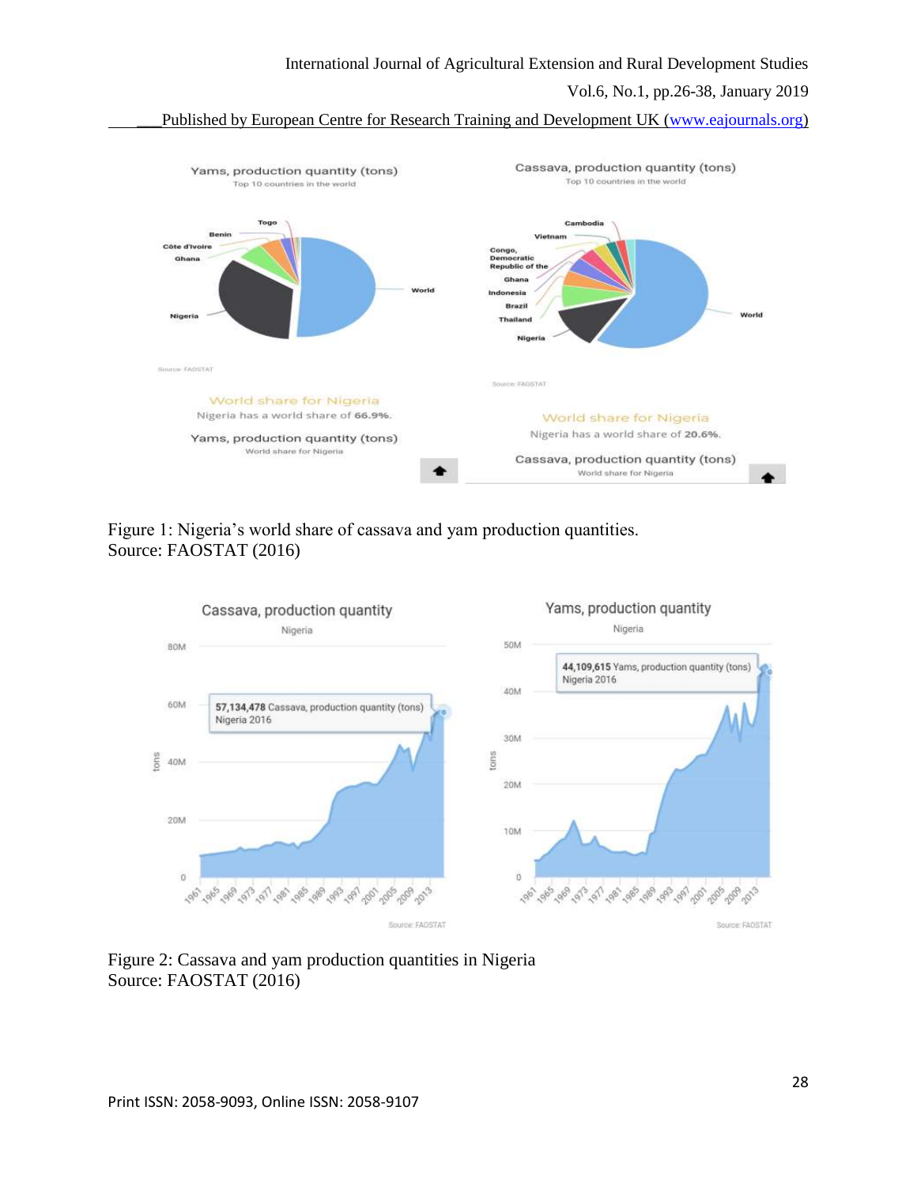Figure 1: Nigeria's world share of cassava and yam production quantities.
Source: FAOSTAT (2016)

Figure 2: Cassava and yam production quantities in Nigeria
Source: FAOSTAT (2016)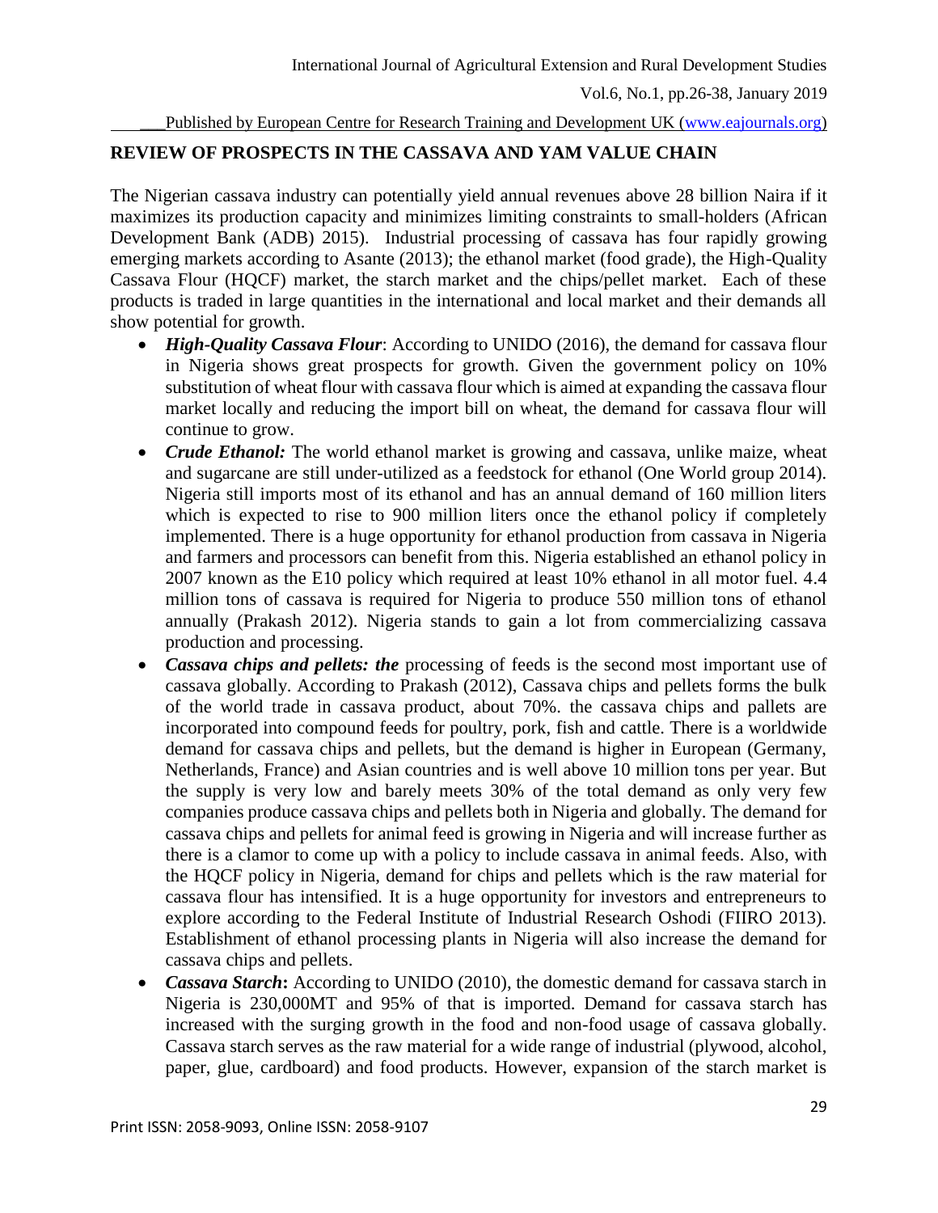## REVIEW OF PROSPECTS IN THE CASSAVA AND YAM VALUE CHAIN

The Nigerian cassava industry can potentially yield annual revenues above 28 billion Naira if it maximizes its production capacity and minimizes limiting constraints to small-holders (African Development Bank (ADB) 2015). Industrial processing of cassava has four rapidly growing emerging markets according to Asante (2013); the ethanol market (food grade), the High-Quality Cassava Flour (HQCF) market, the starch market and the chips/pellet market. Each of these products is traded in large quantities in the international and local market and their demands all show potential for growth.

- ***High-Quality Cassava Flour***: According to UNIDO (2016), the demand for cassava flour in Nigeria shows great prospects for growth. Given the government policy on 10% substitution of wheat flour with cassava flour which is aimed at expanding the cassava flour market locally and reducing the import bill on wheat, the demand for cassava flour will continue to grow.
- ***Crude Ethanol:*** The world ethanol market is growing and cassava, unlike maize, wheat and sugarcane are still under-utilized as a feedstock for ethanol (One World group 2014). Nigeria still imports most of its ethanol and has an annual demand of 160 million liters which is expected to rise to 900 million liters once the ethanol policy if completely implemented. There is a huge opportunity for ethanol production from cassava in Nigeria and farmers and processors can benefit from this. Nigeria established an ethanol policy in 2007 known as the E10 policy which required at least 10% ethanol in all motor fuel. 4.4 million tons of cassava is required for Nigeria to produce 550 million tons of ethanol annually (Prakash 2012). Nigeria stands to gain a lot from commercializing cassava production and processing.
- ***Cassava chips and pellets: the*** processing of feeds is the second most important use of cassava globally. According to Prakash (2012), Cassava chips and pellets forms the bulk of the world trade in cassava product, about 70%. the cassava chips and pallets are incorporated into compound feeds for poultry, pork, fish and cattle. There is a worldwide demand for cassava chips and pellets, but the demand is higher in European (Germany, Netherlands, France) and Asian countries and is well above 10 million tons per year. But the supply is very low and barely meets 30% of the total demand as only very few companies produce cassava chips and pellets both in Nigeria and globally. The demand for cassava chips and pellets for animal feed is growing in Nigeria and will increase further as there is a clamor to come up with a policy to include cassava in animal feeds. Also, with the HQCF policy in Nigeria, demand for chips and pellets which is the raw material for cassava flour has intensified. It is a huge opportunity for investors and entrepreneurs to explore according to the Federal Institute of Industrial Research Oshodi (FIIRO 2013). Establishment of ethanol processing plants in Nigeria will also increase the demand for cassava chips and pellets.
- ***Cassava Starch*:** According to UNIDO (2010), the domestic demand for cassava starch in Nigeria is 230,000MT and 95% of that is imported. Demand for cassava starch has increased with the surging growth in the food and non-food usage of cassava globally. Cassava starch serves as the raw material for a wide range of industrial (plywood, alcohol, paper, glue, cardboard) and food products. However, expansion of the starch market is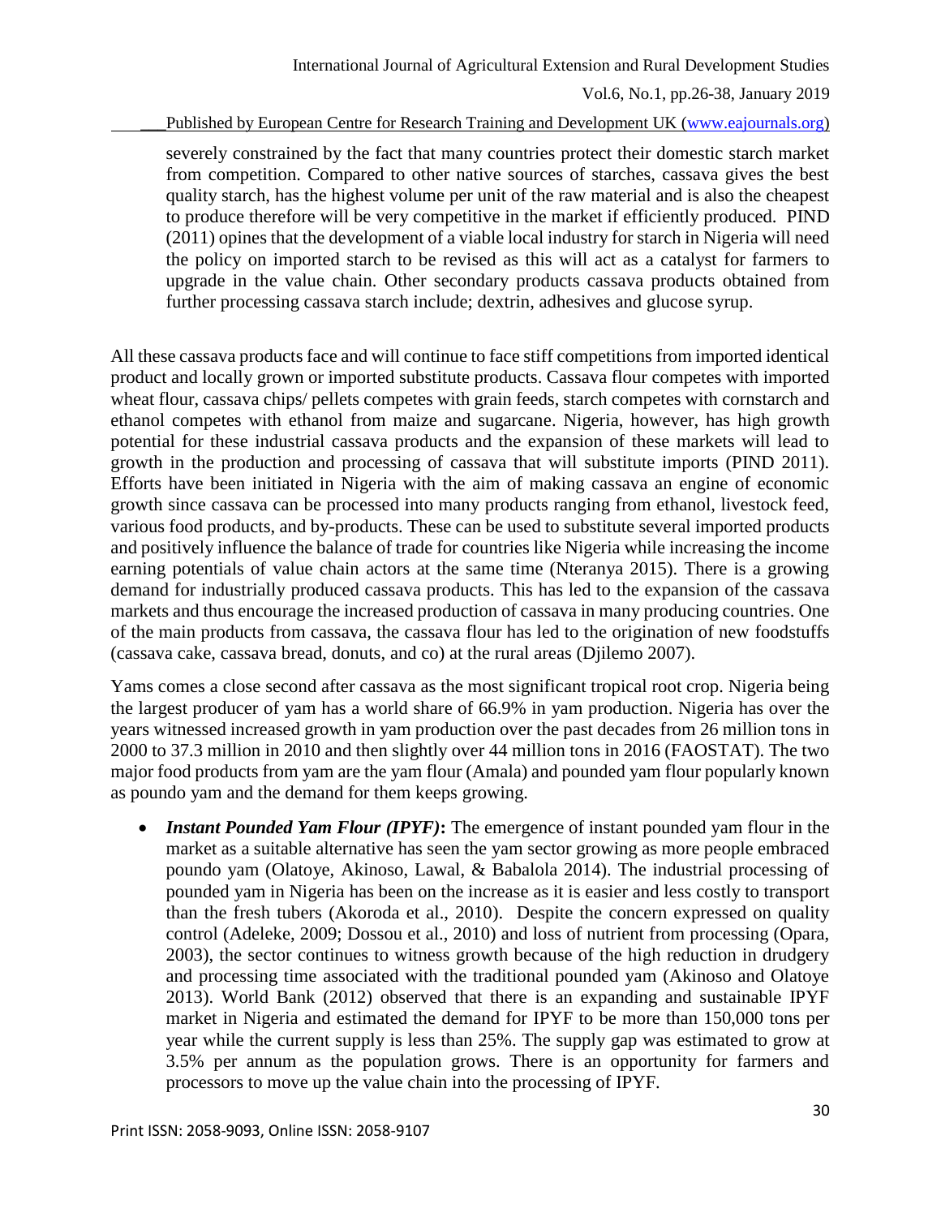severely constrained by the fact that many countries protect their domestic starch market from competition. Compared to other native sources of starches, cassava gives the best quality starch, has the highest volume per unit of the raw material and is also the cheapest to produce therefore will be very competitive in the market if efficiently produced. PIND (2011) opines that the development of a viable local industry for starch in Nigeria will need the policy on imported starch to be revised as this will act as a catalyst for farmers to upgrade in the value chain. Other secondary products cassava products obtained from further processing cassava starch include; dextrin, adhesives and glucose syrup.

All these cassava products face and will continue to face stiff competitions from imported identical product and locally grown or imported substitute products. Cassava flour competes with imported wheat flour, cassava chips/ pellets competes with grain feeds, starch competes with cornstarch and ethanol competes with ethanol from maize and sugarcane. Nigeria, however, has high growth potential for these industrial cassava products and the expansion of these markets will lead to growth in the production and processing of cassava that will substitute imports (PIND 2011). Efforts have been initiated in Nigeria with the aim of making cassava an engine of economic growth since cassava can be processed into many products ranging from ethanol, livestock feed, various food products, and by-products. These can be used to substitute several imported products and positively influence the balance of trade for countries like Nigeria while increasing the income earning potentials of value chain actors at the same time (Nteranya 2015). There is a growing demand for industrially produced cassava products. This has led to the expansion of the cassava markets and thus encourage the increased production of cassava in many producing countries. One of the main products from cassava, the cassava flour has led to the origination of new foodstuffs (cassava cake, cassava bread, donuts, and co) at the rural areas (Djilemo 2007).

Yams comes a close second after cassava as the most significant tropical root crop. Nigeria being the largest producer of yam has a world share of 66.9% in yam production. Nigeria has over the years witnessed increased growth in yam production over the past decades from 26 million tons in 2000 to 37.3 million in 2010 and then slightly over 44 million tons in 2016 (FAOSTAT). The two major food products from yam are the yam flour (Amala) and pounded yam flour popularly known as poundo yam and the demand for them keeps growing.

- ***Instant Pounded Yam Flour (IPYF)*:** The emergence of instant pounded yam flour in the market as a suitable alternative has seen the yam sector growing as more people embraced poundo yam (Olatoye, Akinoso, Lawal, & Babalola 2014). The industrial processing of pounded yam in Nigeria has been on the increase as it is easier and less costly to transport than the fresh tubers (Akoroda et al., 2010). Despite the concern expressed on quality control (Adeleke, 2009; Dossou et al., 2010) and loss of nutrient from processing (Opara, 2003), the sector continues to witness growth because of the high reduction in drudgery and processing time associated with the traditional pounded yam (Akinoso and Olatoye 2013). World Bank (2012) observed that there is an expanding and sustainable IPYF market in Nigeria and estimated the demand for IPYF to be more than 150,000 tons per year while the current supply is less than 25%. The supply gap was estimated to grow at 3.5% per annum as the population grows. There is an opportunity for farmers and processors to move up the value chain into the processing of IPYF.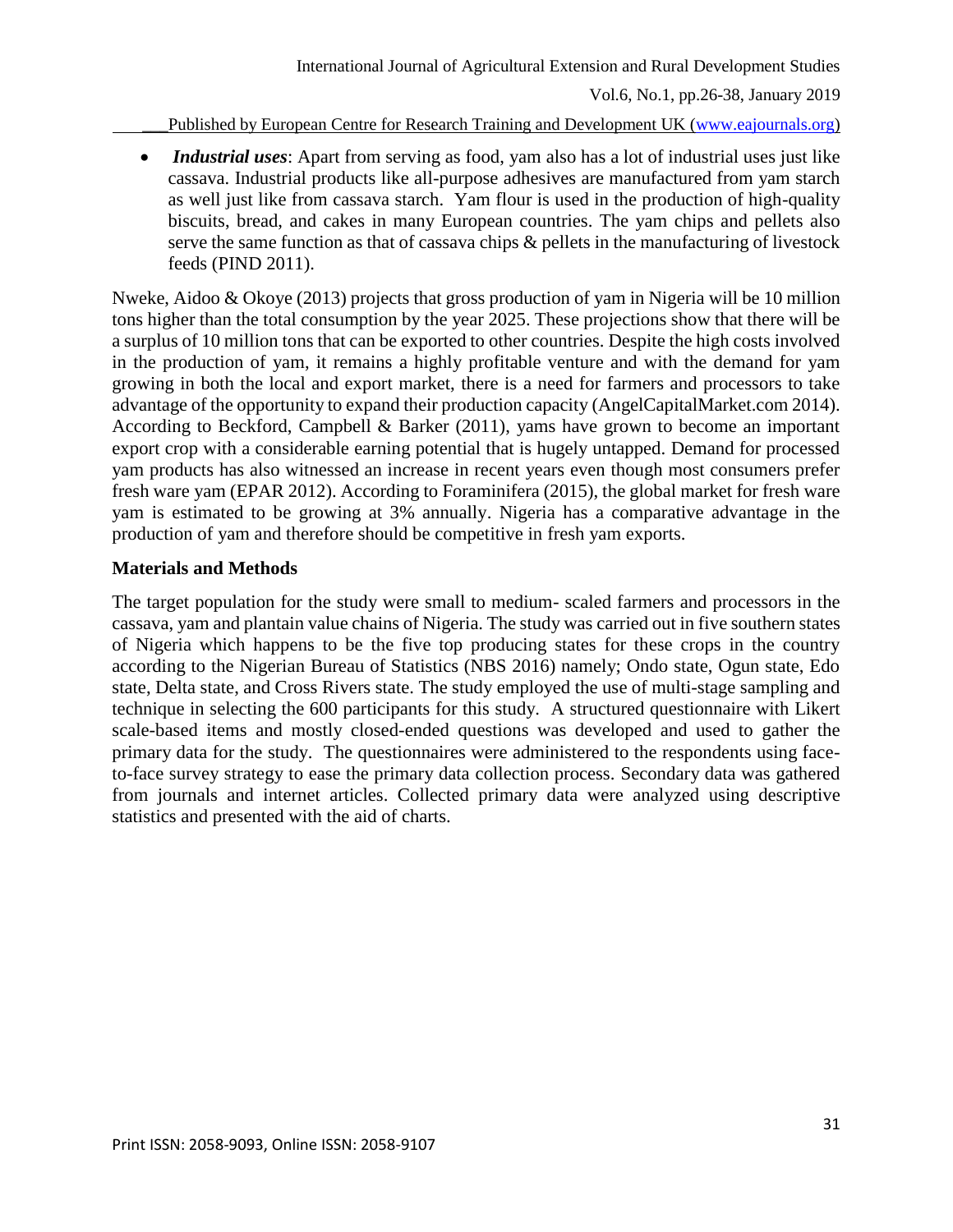- ***Industrial uses***: Apart from serving as food, yam also has a lot of industrial uses just like cassava. Industrial products like all-purpose adhesives are manufactured from yam starch as well just like from cassava starch. Yam flour is used in the production of high-quality biscuits, bread, and cakes in many European countries. The yam chips and pellets also serve the same function as that of cassava chips & pellets in the manufacturing of livestock feeds (PIND 2011).

Nweke, Aidoo & Okoye (2013) projects that gross production of yam in Nigeria will be 10 million tons higher than the total consumption by the year 2025. These projections show that there will be a surplus of 10 million tons that can be exported to other countries. Despite the high costs involved in the production of yam, it remains a highly profitable venture and with the demand for yam growing in both the local and export market, there is a need for farmers and processors to take advantage of the opportunity to expand their production capacity (AngelCapitalMarket.com 2014). According to Beckford, Campbell & Barker (2011), yams have grown to become an important export crop with a considerable earning potential that is hugely untapped. Demand for processed yam products has also witnessed an increase in recent years even though most consumers prefer fresh ware yam (EPAR 2012). According to Foraminifera (2015), the global market for fresh ware yam is estimated to be growing at 3% annually. Nigeria has a comparative advantage in the production of yam and therefore should be competitive in fresh yam exports.

## Materials and Methods

The target population for the study were small to medium- scaled farmers and processors in the cassava, yam and plantain value chains of Nigeria. The study was carried out in five southern states of Nigeria which happens to be the five top producing states for these crops in the country according to the Nigerian Bureau of Statistics (NBS 2016) namely; Ondo state, Ogun state, Edo state, Delta state, and Cross Rivers state. The study employed the use of multi-stage sampling and technique in selecting the 600 participants for this study. A structured questionnaire with Likert scale-based items and mostly closed-ended questions was developed and used to gather the primary data for the study. The questionnaires were administered to the respondents using face-to-face survey strategy to ease the primary data collection process. Secondary data was gathered from journals and internet articles. Collected primary data were analyzed using descriptive statistics and presented with the aid of charts.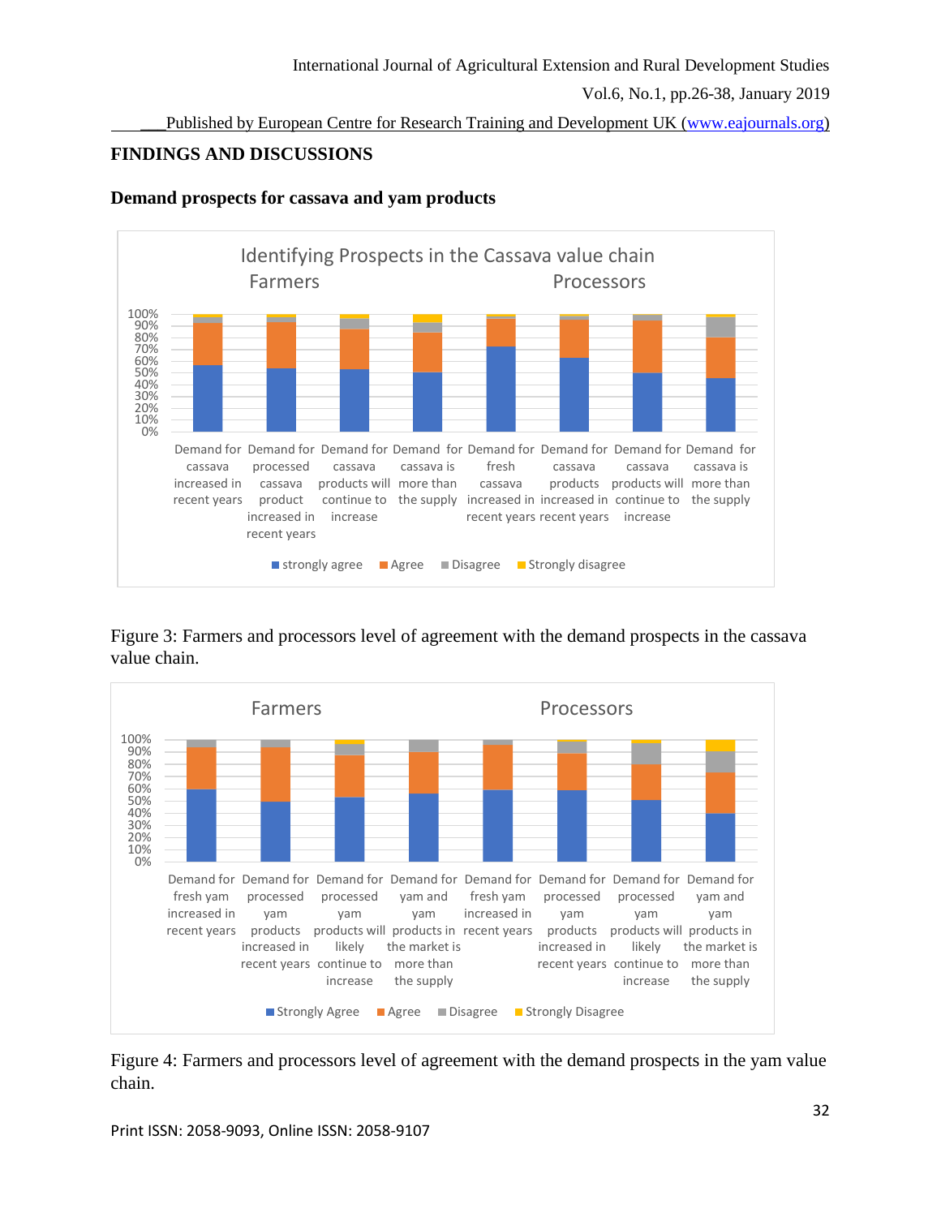## FINDINGS AND DISCUSSIONS

### Demand prospects for cassava and yam products

Figure 3: Farmers and processors level of agreement with the demand prospects in the cassava value chain.

Figure 4: Farmers and processors level of agreement with the demand prospects in the yam value chain.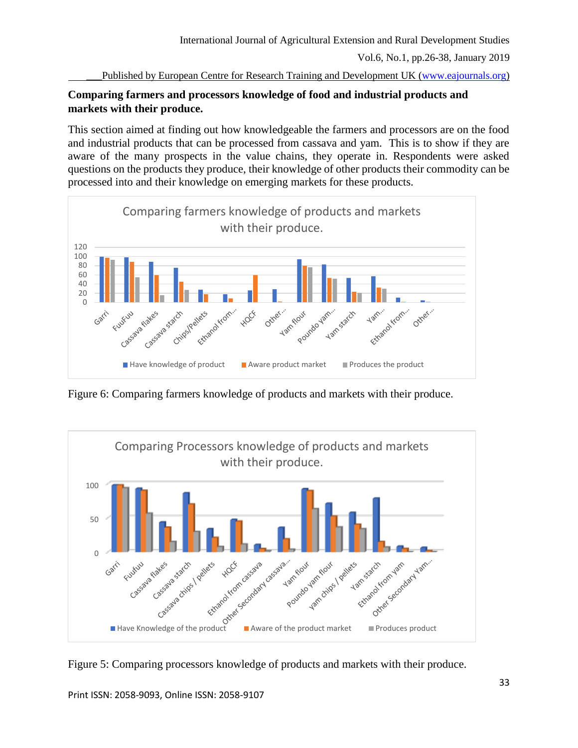**Comparing farmers and processors knowledge of food and industrial products and markets with their produce.**

This section aimed at finding out how knowledgeable the farmers and processors are on the food and industrial products that can be processed from cassava and yam. This is to show if they are aware of the many prospects in the value chains, they operate in. Respondents were asked questions on the products they produce, their knowledge of other products their commodity can be processed into and their knowledge on emerging markets for these products.

Figure 6: Comparing farmers knowledge of products and markets with their produce.

Figure 5: Comparing processors knowledge of products and markets with their produce.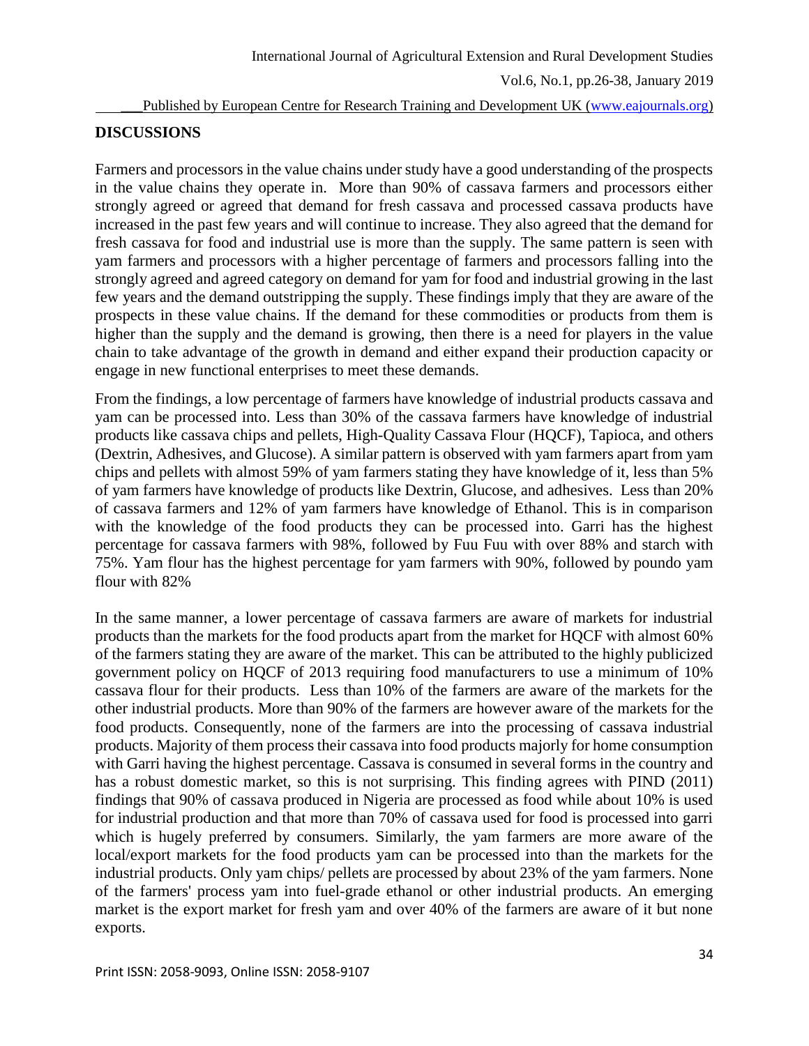## DISCUSSIONS

Farmers and processors in the value chains under study have a good understanding of the prospects in the value chains they operate in. More than 90% of cassava farmers and processors either strongly agreed or agreed that demand for fresh cassava and processed cassava products have increased in the past few years and will continue to increase. They also agreed that the demand for fresh cassava for food and industrial use is more than the supply. The same pattern is seen with yam farmers and processors with a higher percentage of farmers and processors falling into the strongly agreed and agreed category on demand for yam for food and industrial growing in the last few years and the demand outstripping the supply. These findings imply that they are aware of the prospects in these value chains. If the demand for these commodities or products from them is higher than the supply and the demand is growing, then there is a need for players in the value chain to take advantage of the growth in demand and either expand their production capacity or engage in new functional enterprises to meet these demands.

From the findings, a low percentage of farmers have knowledge of industrial products cassava and yam can be processed into. Less than 30% of the cassava farmers have knowledge of industrial products like cassava chips and pellets, High-Quality Cassava Flour (HQCF), Tapioca, and others (Dextrin, Adhesives, and Glucose). A similar pattern is observed with yam farmers apart from yam chips and pellets with almost 59% of yam farmers stating they have knowledge of it, less than 5% of yam farmers have knowledge of products like Dextrin, Glucose, and adhesives. Less than 20% of cassava farmers and 12% of yam farmers have knowledge of Ethanol. This is in comparison with the knowledge of the food products they can be processed into. Garri has the highest percentage for cassava farmers with 98%, followed by Fuu Fuu with over 88% and starch with 75%. Yam flour has the highest percentage for yam farmers with 90%, followed by poundo yam flour with 82%

In the same manner, a lower percentage of cassava farmers are aware of markets for industrial products than the markets for the food products apart from the market for HQCF with almost 60% of the farmers stating they are aware of the market. This can be attributed to the highly publicized government policy on HQCF of 2013 requiring food manufacturers to use a minimum of 10% cassava flour for their products. Less than 10% of the farmers are aware of the markets for the other industrial products. More than 90% of the farmers are however aware of the markets for the food products. Consequently, none of the farmers are into the processing of cassava industrial products. Majority of them process their cassava into food products majorly for home consumption with Garri having the highest percentage. Cassava is consumed in several forms in the country and has a robust domestic market, so this is not surprising. This finding agrees with PIND (2011) findings that 90% of cassava produced in Nigeria are processed as food while about 10% is used for industrial production and that more than 70% of cassava used for food is processed into garri which is hugely preferred by consumers. Similarly, the yam farmers are more aware of the local/export markets for the food products yam can be processed into than the markets for the industrial products. Only yam chips/ pellets are processed by about 23% of the yam farmers. None of the farmers' process yam into fuel-grade ethanol or other industrial products. An emerging market is the export market for fresh yam and over 40% of the farmers are aware of it but none exports.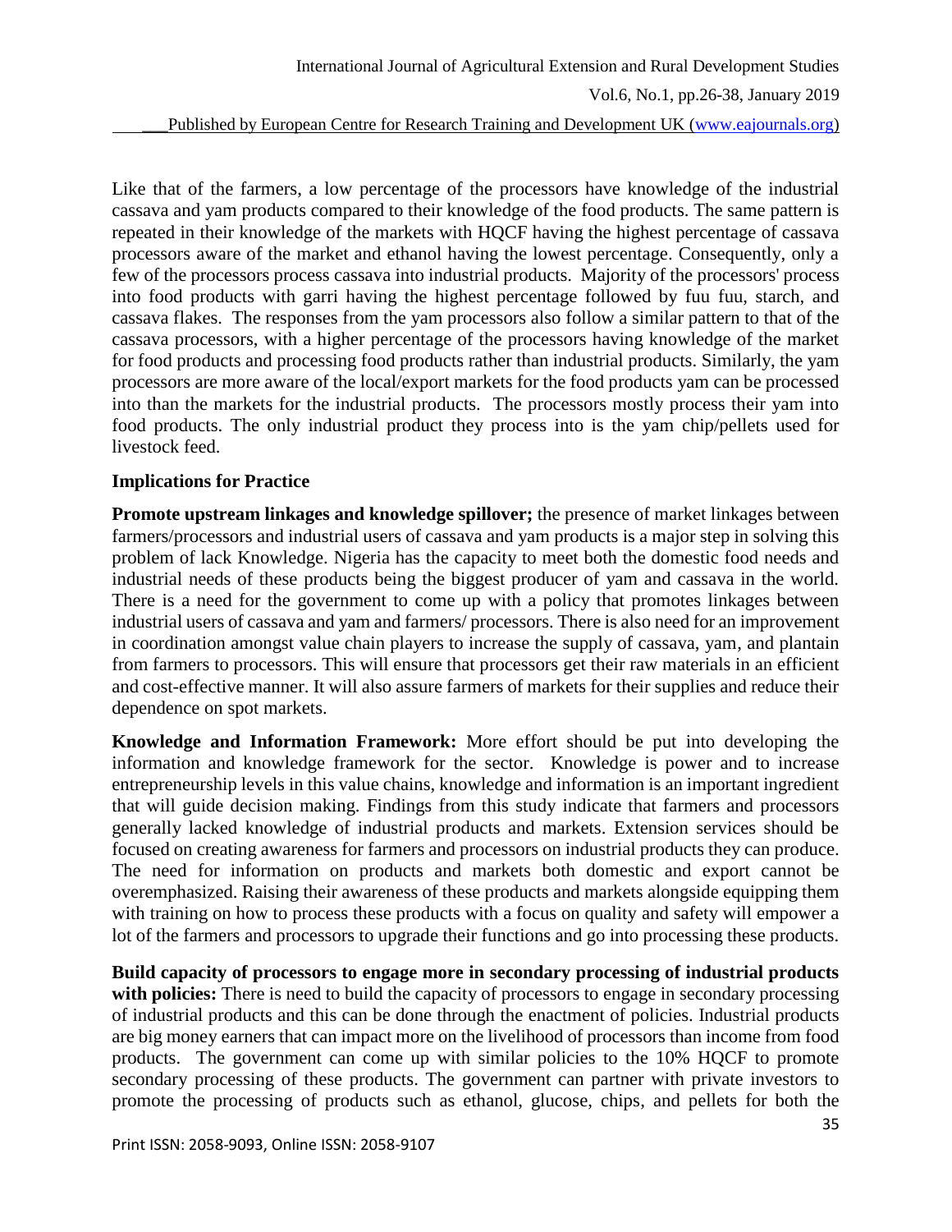Like that of the farmers, a low percentage of the processors have knowledge of the industrial cassava and yam products compared to their knowledge of the food products. The same pattern is repeated in their knowledge of the markets with HQCF having the highest percentage of cassava processors aware of the market and ethanol having the lowest percentage. Consequently, only a few of the processors process cassava into industrial products. Majority of the processors' process into food products with garri having the highest percentage followed by fuu fuu, starch, and cassava flakes. The responses from the yam processors also follow a similar pattern to that of the cassava processors, with a higher percentage of the processors having knowledge of the market for food products and processing food products rather than industrial products. Similarly, the yam processors are more aware of the local/export markets for the food products yam can be processed into than the markets for the industrial products. The processors mostly process their yam into food products. The only industrial product they process into is the yam chip/pellets used for livestock feed.

### Implications for Practice

**Promote upstream linkages and knowledge spillover;** the presence of market linkages between farmers/processors and industrial users of cassava and yam products is a major step in solving this problem of lack Knowledge. Nigeria has the capacity to meet both the domestic food needs and industrial needs of these products being the biggest producer of yam and cassava in the world. There is a need for the government to come up with a policy that promotes linkages between industrial users of cassava and yam and farmers/ processors. There is also need for an improvement in coordination amongst value chain players to increase the supply of cassava, yam, and plantain from farmers to processors. This will ensure that processors get their raw materials in an efficient and cost-effective manner. It will also assure farmers of markets for their supplies and reduce their dependence on spot markets.

**Knowledge and Information Framework:** More effort should be put into developing the information and knowledge framework for the sector. Knowledge is power and to increase entrepreneurship levels in this value chains, knowledge and information is an important ingredient that will guide decision making. Findings from this study indicate that farmers and processors generally lacked knowledge of industrial products and markets. Extension services should be focused on creating awareness for farmers and processors on industrial products they can produce. The need for information on products and markets both domestic and export cannot be overemphasized. Raising their awareness of these products and markets alongside equipping them with training on how to process these products with a focus on quality and safety will empower a lot of the farmers and processors to upgrade their functions and go into processing these products.

**Build capacity of processors to engage more in secondary processing of industrial products with policies:** There is need to build the capacity of processors to engage in secondary processing of industrial products and this can be done through the enactment of policies. Industrial products are big money earners that can impact more on the livelihood of processors than income from food products. The government can come up with similar policies to the 10% HQCF to promote secondary processing of these products. The government can partner with private investors to promote the processing of products such as ethanol, glucose, chips, and pellets for both the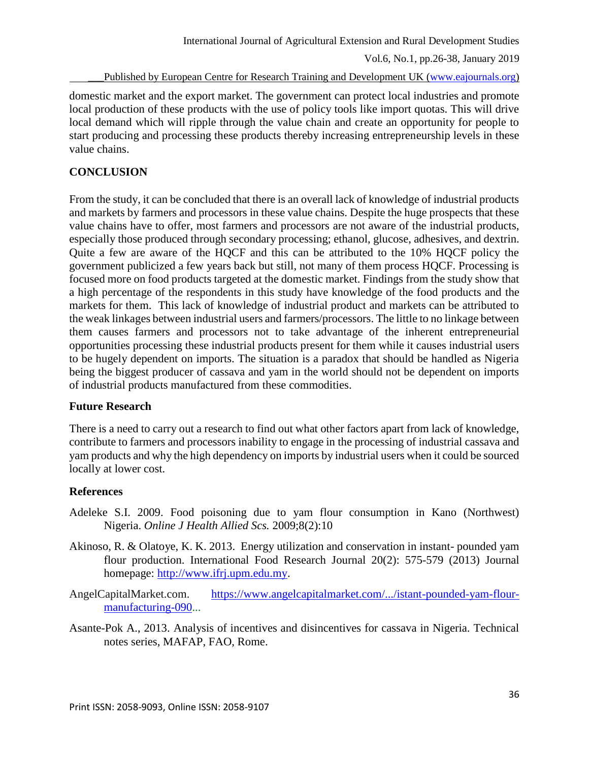domestic market and the export market. The government can protect local industries and promote local production of these products with the use of policy tools like import quotas. This will drive local demand which will ripple through the value chain and create an opportunity for people to start producing and processing these products thereby increasing entrepreneurship levels in these value chains.

## CONCLUSION

From the study, it can be concluded that there is an overall lack of knowledge of industrial products and markets by farmers and processors in these value chains. Despite the huge prospects that these value chains have to offer, most farmers and processors are not aware of the industrial products, especially those produced through secondary processing; ethanol, glucose, adhesives, and dextrin. Quite a few are aware of the HQCF and this can be attributed to the 10% HQCF policy the government publicized a few years back but still, not many of them process HQCF. Processing is focused more on food products targeted at the domestic market. Findings from the study show that a high percentage of the respondents in this study have knowledge of the food products and the markets for them. This lack of knowledge of industrial product and markets can be attributed to the weak linkages between industrial users and farmers/processors. The little to no linkage between them causes farmers and processors not to take advantage of the inherent entrepreneurial opportunities processing these industrial products present for them while it causes industrial users to be hugely dependent on imports. The situation is a paradox that should be handled as Nigeria being the biggest producer of cassava and yam in the world should not be dependent on imports of industrial products manufactured from these commodities.

### Future Research

There is a need to carry out a research to find out what other factors apart from lack of knowledge, contribute to farmers and processors inability to engage in the processing of industrial cassava and yam products and why the high dependency on imports by industrial users when it could be sourced locally at lower cost.

### References

Adeleke S.I. 2009. Food poisoning due to yam flour consumption in Kano (Northwest) Nigeria. *Online J Health Allied Scs.* 2009;8(2):10

Akinoso, R. & Olatoye, K. K. 2013. Energy utilization and conservation in instant- pounded yam flour production. International Food Research Journal 20(2): 575-579 (2013) Journal homepage: http://www.ifrj.upm.edu.my.

AngelCapitalMarket.com. https://www.angelcapitalmarket.com/.../istant-pounded-yam-flour-manufacturing-090...

Asante-Pok A., 2013. Analysis of incentives and disincentives for cassava in Nigeria. Technical notes series, MAFAP, FAO, Rome.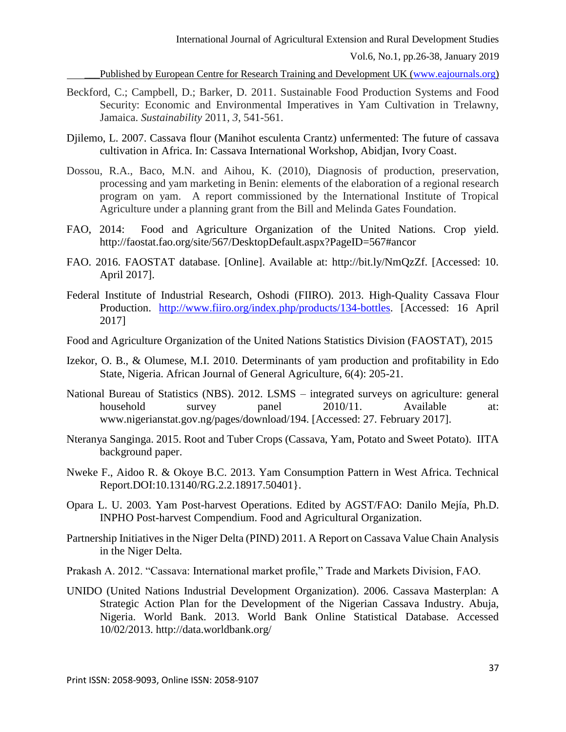Beckford, C.; Campbell, D.; Barker, D. 2011. Sustainable Food Production Systems and Food Security: Economic and Environmental Imperatives in Yam Cultivation in Trelawny, Jamaica. *Sustainability* 2011, *3*, 541-561.

Djilemo, L. 2007. Cassava flour (Manihot esculenta Crantz) unfermented: The future of cassava cultivation in Africa. In: Cassava International Workshop, Abidjan, Ivory Coast.

Dossou, R.A., Baco, M.N. and Aihou, K. (2010), Diagnosis of production, preservation, processing and yam marketing in Benin: elements of the elaboration of a regional research program on yam. A report commissioned by the International Institute of Tropical Agriculture under a planning grant from the Bill and Melinda Gates Foundation.

FAO, 2014: Food and Agriculture Organization of the United Nations. Crop yield. http://faostat.fao.org/site/567/DesktopDefault.aspx?PageID=567#ancor

FAO. 2016. FAOSTAT database. [Online]. Available at: http://bit.ly/NmQzZf. [Accessed: 10. April 2017].

Federal Institute of Industrial Research, Oshodi (FIIRO). 2013. High-Quality Cassava Flour Production. http://www.fiiro.org/index.php/products/134-bottles. [Accessed: 16 April 2017]

Food and Agriculture Organization of the United Nations Statistics Division (FAOSTAT), 2015

Izekor, O. B., & Olumese, M.I. 2010. Determinants of yam production and profitability in Edo State, Nigeria. African Journal of General Agriculture, 6(4): 205-21.

National Bureau of Statistics (NBS). 2012. LSMS – integrated surveys on agriculture: general household survey panel 2010/11. Available at: www.nigerianstat.gov.ng/pages/download/194. [Accessed: 27. February 2017].

Nteranya Sanginga. 2015. Root and Tuber Crops (Cassava, Yam, Potato and Sweet Potato). IITA background paper.

Nweke F., Aidoo R. & Okoye B.C. 2013. Yam Consumption Pattern in West Africa. Technical Report.DOI:10.13140/RG.2.2.18917.50401}.

Opara L. U. 2003. Yam Post-harvest Operations. Edited by AGST/FAO: Danilo Mejía, Ph.D. INPHO Post-harvest Compendium. Food and Agricultural Organization.

Partnership Initiatives in the Niger Delta (PIND) 2011. A Report on Cassava Value Chain Analysis in the Niger Delta.

Prakash A. 2012. "Cassava: International market profile," Trade and Markets Division, FAO.

UNIDO (United Nations Industrial Development Organization). 2006. Cassava Masterplan: A Strategic Action Plan for the Development of the Nigerian Cassava Industry. Abuja, Nigeria. World Bank. 2013. World Bank Online Statistical Database. Accessed 10/02/2013. http://data.worldbank.org/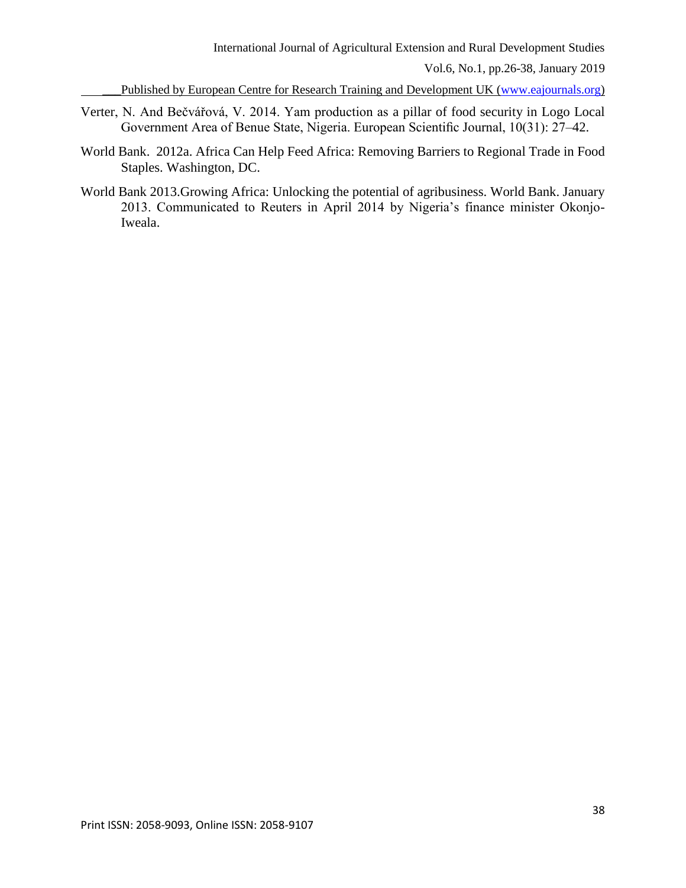Verter, N. And Bečvářová, V. 2014. Yam production as a pillar of food security in Logo Local Government Area of Benue State, Nigeria. European Scientific Journal, 10(31): 27–42.

World Bank. 2012a. Africa Can Help Feed Africa: Removing Barriers to Regional Trade in Food Staples. Washington, DC.

World Bank 2013.Growing Africa: Unlocking the potential of agribusiness. World Bank. January 2013. Communicated to Reuters in April 2014 by Nigeria's finance minister Okonjo-Iweala.